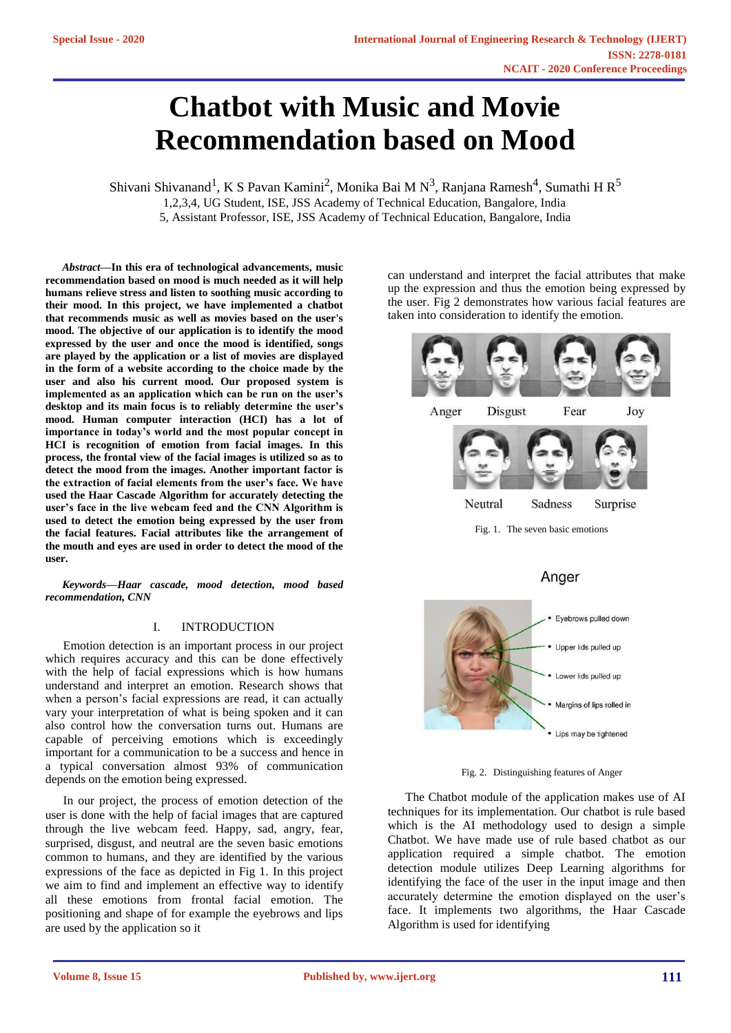// Page 1 Transcription:
# Chatbot with Music and Movie Recommendation based on Mood

Shivani Shivanand[1], K S Pavan Kamini[2], Monika Bai M N[3], Ranjana Ramesh[4], Sumathi H R[5]

1,2,3,4, UG Student, ISE, JSS Academy of Technical Education, Bangalore, India

5, Assistant Professor, ISE, JSS Academy of Technical Education, Bangalore, India

***Abstract*—In this era of technological advancements, music recommendation based on mood is much needed as it will help humans relieve stress and listen to soothing music according to their mood. In this project, we have implemented a chatbot that recommends music as well as movies based on the user's mood. The objective of our application is to identify the mood expressed by the user and once the mood is identified, songs are played by the application or a list of movies are displayed in the form of a website according to the choice made by the user and also his current mood. Our proposed system is implemented as an application which can be run on the user's desktop and its main focus is to reliably determine the user's mood. Human computer interaction (HCI) has a lot of importance in today's world and the most popular concept in HCI is recognition of emotion from facial images. In this process, the frontal view of the facial images is utilized so as to detect the mood from the images. Another important factor is the extraction of facial elements from the user's face. We have used the Haar Cascade Algorithm for accurately detecting the user's face in the live webcam feed and the CNN Algorithm is used to detect the emotion being expressed by the user from the facial features. Facial attributes like the arrangement of the mouth and eyes are used in order to detect the mood of the user.**

***Keywords*—*Haar cascade, mood detection, mood based recommendation, CNN***

## I. INTRODUCTION

Emotion detection is an important process in our project which requires accuracy and this can be done effectively with the help of facial expressions which is how humans understand and interpret an emotion. Research shows that when a person's facial expressions are read, it can actually vary your interpretation of what is being spoken and it can also control how the conversation turns out. Humans are capable of perceiving emotions which is exceedingly important for a communication to be a success and hence in a typical conversation almost 93% of communication depends on the emotion being expressed.

In our project, the process of emotion detection of the user is done with the help of facial images that are captured through the live webcam feed. Happy, sad, angry, fear, surprised, disgust, and neutral are the seven basic emotions common to humans, and they are identified by the various expressions of the face as depicted in Fig 1. In this project we aim to find and implement an effective way to identify all these emotions from frontal facial emotion. The positioning and shape of for example the eyebrows and lips are used by the application so it can understand and interpret the facial attributes that make up the expression and thus the emotion being expressed by the user. Fig 2 demonstrates how various facial features are taken into consideration to identify the emotion.

Anger Disgust Fear Joy

Neutral Sadness Surprise

Fig. 1. The seven basic emotions

Anger

- Eyebrows pulled down
- Upper lids pulled up
- Lower lids pulled up
- Margins of lips rolled in
- Lips may be tightened

Fig. 2. Distinguishing features of Anger

The Chatbot module of the application makes use of AI techniques for its implementation. Our chatbot is rule based which is the AI methodology used to design a simple Chatbot. We have made use of rule based chatbot as our application required a simple chatbot. The emotion detection module utilizes Deep Learning algorithms for identifying the face of the user in the input image and then accurately determine the emotion displayed on the user's face. It implements two algorithms, the Haar Cascade Algorithm is used for identifying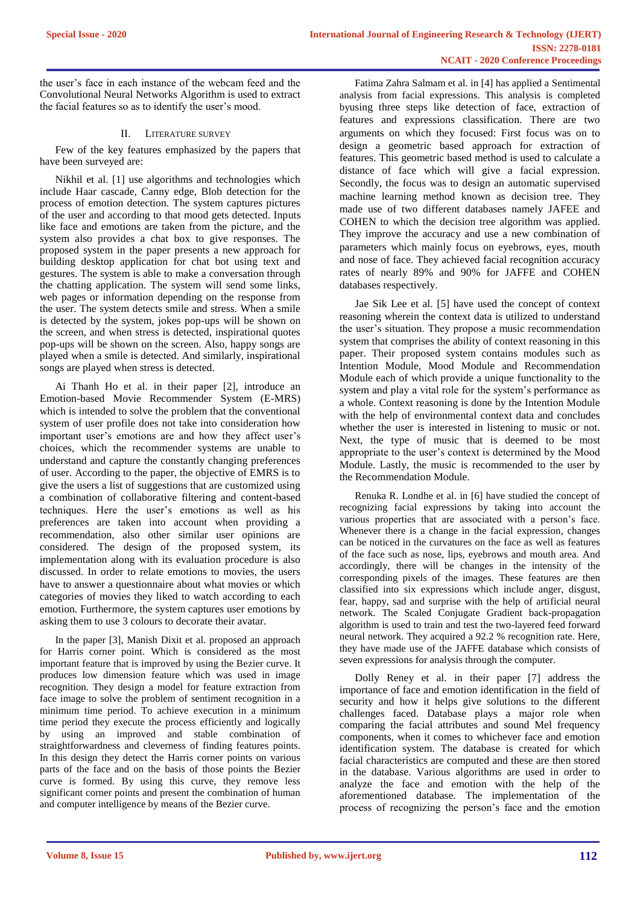the user's face in each instance of the webcam feed and the Convolutional Neural Networks Algorithm is used to extract the facial features so as to identify the user's mood.

## II. Literature Survey

Few of the key features emphasized by the papers that have been surveyed are:

Nikhil et al. [1] use algorithms and technologies which include Haar cascade, Canny edge, Blob detection for the process of emotion detection. The system captures pictures of the user and according to that mood gets detected. Inputs like face and emotions are taken from the picture, and the system also provides a chat box to give responses. The proposed system in the paper presents a new approach for building desktop application for chat bot using text and gestures. The system is able to make a conversation through the chatting application. The system will send some links, web pages or information depending on the response from the user. The system detects smile and stress. When a smile is detected by the system, jokes pop-ups will be shown on the screen, and when stress is detected, inspirational quotes pop-ups will be shown on the screen. Also, happy songs are played when a smile is detected. And similarly, inspirational songs are played when stress is detected.

Ai Thanh Ho et al. in their paper [2], introduce an Emotion-based Movie Recommender System (E-MRS) which is intended to solve the problem that the conventional system of user profile does not take into consideration how important user's emotions are and how they affect user's choices, which the recommender systems are unable to understand and capture the constantly changing preferences of user. According to the paper, the objective of EMRS is to give the users a list of suggestions that are customized using a combination of collaborative filtering and content-based techniques. Here the user's emotions as well as his preferences are taken into account when providing a recommendation, also other similar user opinions are considered. The design of the proposed system, its implementation along with its evaluation procedure is also discussed. In order to relate emotions to movies, the users have to answer a questionnaire about what movies or which categories of movies they liked to watch according to each emotion. Furthermore, the system captures user emotions by asking them to use 3 colours to decorate their avatar.

In the paper [3], Manish Dixit et al. proposed an approach for Harris corner point. Which is considered as the most important feature that is improved by using the Bezier curve. It produces low dimension feature which was used in image recognition. They design a model for feature extraction from face image to solve the problem of sentiment recognition in a minimum time period. To achieve execution in a minimum time period they execute the process efficiently and logically by using an improved and stable combination of straightforwardness and cleverness of finding features points. In this design they detect the Harris corner points on various parts of the face and on the basis of those points the Bezier curve is formed. By using this curve, they remove less significant corner points and present the combination of human and computer intelligence by means of the Bezier curve.

Fatima Zahra Salmam et al. in [4] has applied a Sentimental analysis from facial expressions. This analysis is completed byusing three steps like detection of face, extraction of features and expressions classification. There are two arguments on which they focused: First focus was on to design a geometric based approach for extraction of features. This geometric based method is used to calculate a distance of face which will give a facial expression. Secondly, the focus was to design an automatic supervised machine learning method known as decision tree. They made use of two different databases namely JAFEE and COHEN to which the decision tree algorithm was applied. They improve the accuracy and use a new combination of parameters which mainly focus on eyebrows, eyes, mouth and nose of face. They achieved facial recognition accuracy rates of nearly 89% and 90% for JAFFE and COHEN databases respectively.

Jae Sik Lee et al. [5] have used the concept of context reasoning wherein the context data is utilized to understand the user's situation. They propose a music recommendation system that comprises the ability of context reasoning in this paper. Their proposed system contains modules such as Intention Module, Mood Module and Recommendation Module each of which provide a unique functionality to the system and play a vital role for the system's performance as a whole. Context reasoning is done by the Intention Module with the help of environmental context data and concludes whether the user is interested in listening to music or not. Next, the type of music that is deemed to be most appropriate to the user's context is determined by the Mood Module. Lastly, the music is recommended to the user by the Recommendation Module.

Renuka R. Londhe et al. in [6] have studied the concept of recognizing facial expressions by taking into account the various properties that are associated with a person's face. Whenever there is a change in the facial expression, changes can be noticed in the curvatures on the face as well as features of the face such as nose, lips, eyebrows and mouth area. And accordingly, there will be changes in the intensity of the corresponding pixels of the images. These features are then classified into six expressions which include anger, disgust, fear, happy, sad and surprise with the help of artificial neural network. The Scaled Conjugate Gradient back-propagation algorithm is used to train and test the two-layered feed forward neural network. They acquired a 92.2 % recognition rate. Here, they have made use of the JAFFE database which consists of seven expressions for analysis through the computer.

Dolly Reney et al. in their paper [7] address the importance of face and emotion identification in the field of security and how it helps give solutions to the different challenges faced. Database plays a major role when comparing the facial attributes and sound Mel frequency components, when it comes to whichever face and emotion identification system. The database is created for which facial characteristics are computed and these are then stored in the database. Various algorithms are used in order to analyze the face and emotion with the help of the aforementioned database. The implementation of the process of recognizing the person's face and the emotion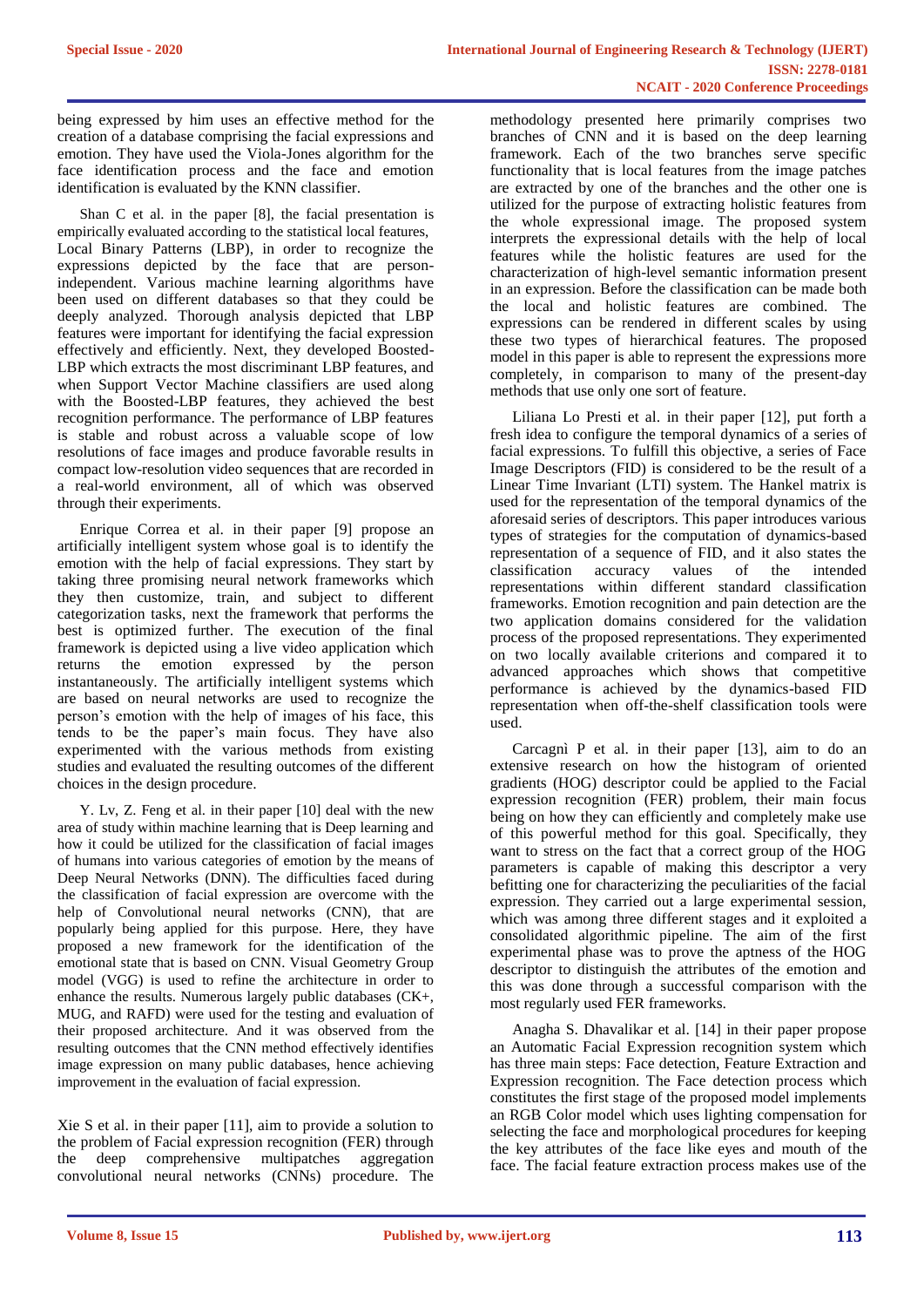being expressed by him uses an effective method for the creation of a database comprising the facial expressions and emotion. They have used the Viola-Jones algorithm for the face identification process and the face and emotion identification is evaluated by the KNN classifier.

Shan C et al. in the paper [8], the facial presentation is empirically evaluated according to the statistical local features, Local Binary Patterns (LBP), in order to recognize the expressions depicted by the face that are person-independent. Various machine learning algorithms have been used on different databases so that they could be deeply analyzed. Thorough analysis depicted that LBP features were important for identifying the facial expression effectively and efficiently. Next, they developed Boosted-LBP which extracts the most discriminant LBP features, and when Support Vector Machine classifiers are used along with the Boosted-LBP features, they achieved the best recognition performance. The performance of LBP features is stable and robust across a valuable scope of low resolutions of face images and produce favorable results in compact low-resolution video sequences that are recorded in a real-world environment, all of which was observed through their experiments.

Enrique Correa et al. in their paper [9] propose an artificially intelligent system whose goal is to identify the emotion with the help of facial expressions. They start by taking three promising neural network frameworks which they then customize, train, and subject to different categorization tasks, next the framework that performs the best is optimized further. The execution of the final framework is depicted using a live video application which returns the emotion expressed by the person instantaneously. The artificially intelligent systems which are based on neural networks are used to recognize the person's emotion with the help of images of his face, this tends to be the paper's main focus. They have also experimented with the various methods from existing studies and evaluated the resulting outcomes of the different choices in the design procedure.

Y. Lv, Z. Feng et al. in their paper [10] deal with the new area of study within machine learning that is Deep learning and how it could be utilized for the classification of facial images of humans into various categories of emotion by the means of Deep Neural Networks (DNN). The difficulties faced during the classification of facial expression are overcome with the help of Convolutional neural networks (CNN), that are popularly being applied for this purpose. Here, they have proposed a new framework for the identification of the emotional state that is based on CNN. Visual Geometry Group model (VGG) is used to refine the architecture in order to enhance the results. Numerous largely public databases (CK+, MUG, and RAFD) were used for the testing and evaluation of their proposed architecture. And it was observed from the resulting outcomes that the CNN method effectively identifies image expression on many public databases, hence achieving improvement in the evaluation of facial expression.

Xie S et al. in their paper [11], aim to provide a solution to the problem of Facial expression recognition (FER) through the deep comprehensive multipatches aggregation convolutional neural networks (CNNs) procedure. The methodology presented here primarily comprises two branches of CNN and it is based on the deep learning framework. Each of the two branches serve specific functionality that is local features from the image patches are extracted by one of the branches and the other one is utilized for the purpose of extracting holistic features from the whole expressional image. The proposed system interprets the expressional details with the help of local features while the holistic features are used for the characterization of high-level semantic information present in an expression. Before the classification can be made both the local and holistic features are combined. The expressions can be rendered in different scales by using these two types of hierarchical features. The proposed model in this paper is able to represent the expressions more completely, in comparison to many of the present-day methods that use only one sort of feature.

Liliana Lo Presti et al. in their paper [12], put forth a fresh idea to configure the temporal dynamics of a series of facial expressions. To fulfill this objective, a series of Face Image Descriptors (FID) is considered to be the result of a Linear Time Invariant (LTI) system. The Hankel matrix is used for the representation of the temporal dynamics of the aforesaid series of descriptors. This paper introduces various types of strategies for the computation of dynamics-based representation of a sequence of FID, and it also states the classification accuracy values of the intended representations within different standard classification frameworks. Emotion recognition and pain detection are the two application domains considered for the validation process of the proposed representations. They experimented on two locally available criterions and compared it to advanced approaches which shows that competitive performance is achieved by the dynamics-based FID representation when off-the-shelf classification tools were used.

Carcagnì P et al. in their paper [13], aim to do an extensive research on how the histogram of oriented gradients (HOG) descriptor could be applied to the Facial expression recognition (FER) problem, their main focus being on how they can efficiently and completely make use of this powerful method for this goal. Specifically, they want to stress on the fact that a correct group of the HOG parameters is capable of making this descriptor a very befitting one for characterizing the peculiarities of the facial expression. They carried out a large experimental session, which was among three different stages and it exploited a consolidated algorithmic pipeline. The aim of the first experimental phase was to prove the aptness of the HOG descriptor to distinguish the attributes of the emotion and this was done through a successful comparison with the most regularly used FER frameworks.

Anagha S. Dhavalikar et al. [14] in their paper propose an Automatic Facial Expression recognition system which has three main steps: Face detection, Feature Extraction and Expression recognition. The Face detection process which constitutes the first stage of the proposed model implements an RGB Color model which uses lighting compensation for selecting the face and morphological procedures for keeping the key attributes of the face like eyes and mouth of the face. The facial feature extraction process makes use of the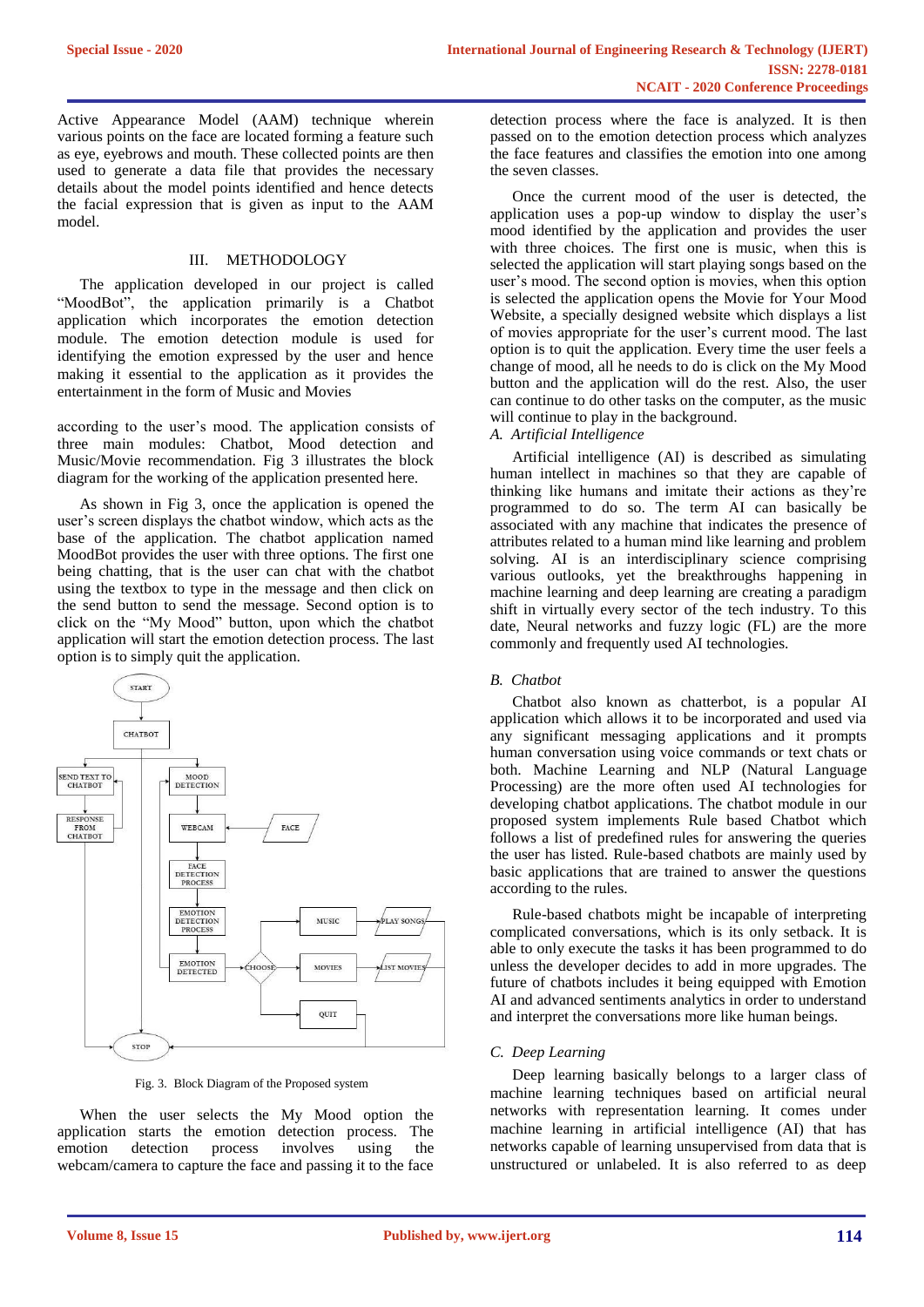Active Appearance Model (AAM) technique wherein various points on the face are located forming a feature such as eye, eyebrows and mouth. These collected points are then used to generate a data file that provides the necessary details about the model points identified and hence detects the facial expression that is given as input to the AAM model.

## III. METHODOLOGY

The application developed in our project is called "MoodBot", the application primarily is a Chatbot application which incorporates the emotion detection module. The emotion detection module is used for identifying the emotion expressed by the user and hence making it essential to the application as it provides the entertainment in the form of Music and Movies

according to the user's mood. The application consists of three main modules: Chatbot, Mood detection and Music/Movie recommendation. Fig 3 illustrates the block diagram for the working of the application presented here.

As shown in Fig 3, once the application is opened the user's screen displays the chatbot window, which acts as the base of the application. The chatbot application named MoodBot provides the user with three options. The first one being chatting, that is the user can chat with the chatbot using the textbox to type in the message and then click on the send button to send the message. Second option is to click on the "My Mood" button, upon which the chatbot application will start the emotion detection process. The last option is to simply quit the application.

Fig. 3. Block Diagram of the Proposed system

When the user selects the My Mood option the application starts the emotion detection process. The emotion detection process involves using the webcam/camera to capture the face and passing it to the face detection process where the face is analyzed. It is then passed on to the emotion detection process which analyzes the face features and classifies the emotion into one among the seven classes.

Once the current mood of the user is detected, the application uses a pop-up window to display the user's mood identified by the application and provides the user with three choices. The first one is music, when this is selected the application will start playing songs based on the user's mood. The second option is movies, when this option is selected the application opens the Movie for Your Mood Website, a specially designed website which displays a list of movies appropriate for the user's current mood. The last option is to quit the application. Every time the user feels a change of mood, all he needs to do is click on the My Mood button and the application will do the rest. Also, the user can continue to do other tasks on the computer, as the music will continue to play in the background.

### *A. Artificial Intelligence*

Artificial intelligence (AI) is described as simulating human intellect in machines so that they are capable of thinking like humans and imitate their actions as they're programmed to do so. The term AI can basically be associated with any machine that indicates the presence of attributes related to a human mind like learning and problem solving. AI is an interdisciplinary science comprising various outlooks, yet the breakthroughs happening in machine learning and deep learning are creating a paradigm shift in virtually every sector of the tech industry. To this date, Neural networks and fuzzy logic (FL) are the more commonly and frequently used AI technologies.

### *B. Chatbot*

Chatbot also known as chatterbot, is a popular AI application which allows it to be incorporated and used via any significant messaging applications and it prompts human conversation using voice commands or text chats or both. Machine Learning and NLP (Natural Language Processing) are the more often used AI technologies for developing chatbot applications. The chatbot module in our proposed system implements Rule based Chatbot which follows a list of predefined rules for answering the queries the user has listed. Rule-based chatbots are mainly used by basic applications that are trained to answer the questions according to the rules.

Rule-based chatbots might be incapable of interpreting complicated conversations, which is its only setback. It is able to only execute the tasks it has been programmed to do unless the developer decides to add in more upgrades. The future of chatbots includes it being equipped with Emotion AI and advanced sentiments analytics in order to understand and interpret the conversations more like human beings.

### *C. Deep Learning*

Deep learning basically belongs to a larger class of machine learning techniques based on artificial neural networks with representation learning. It comes under machine learning in artificial intelligence (AI) that has networks capable of learning unsupervised from data that is unstructured or unlabeled. It is also referred to as deep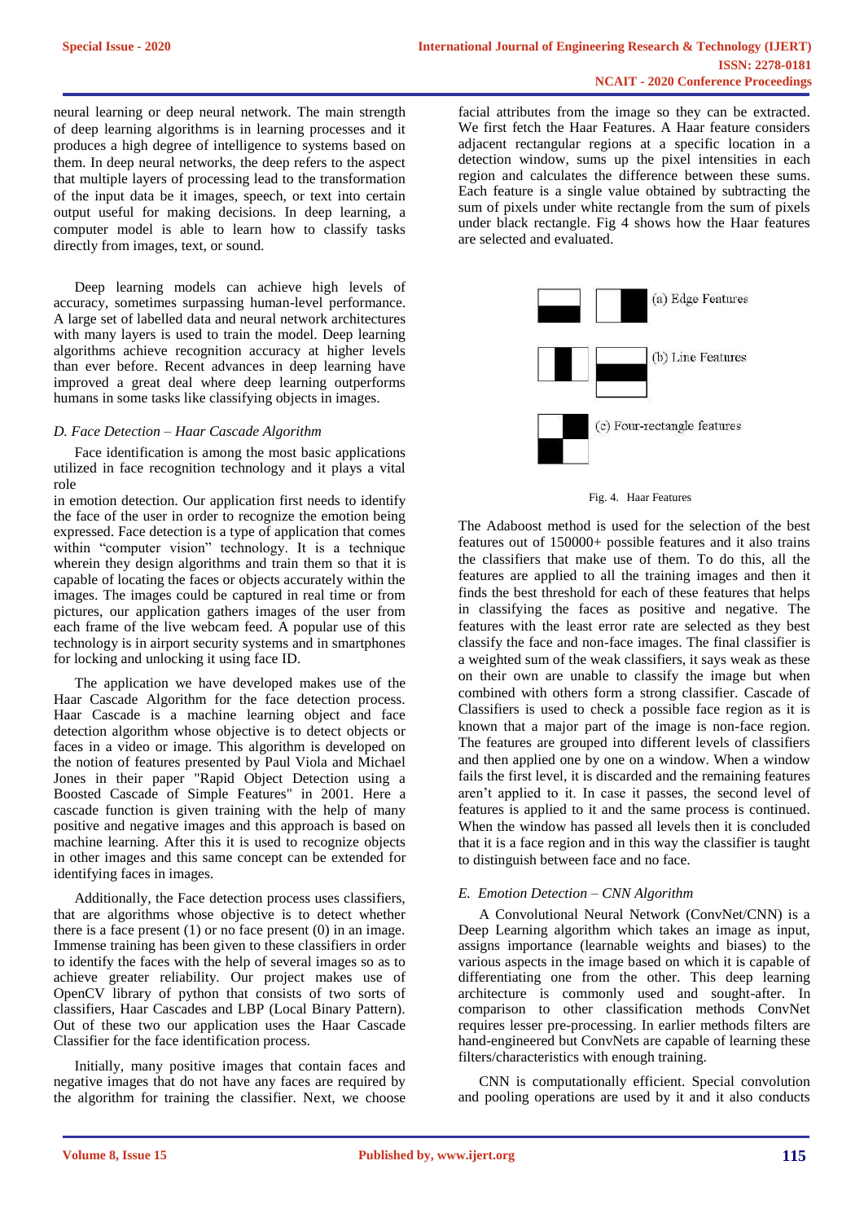neural learning or deep neural network. The main strength of deep learning algorithms is in learning processes and it produces a high degree of intelligence to systems based on them. In deep neural networks, the deep refers to the aspect that multiple layers of processing lead to the transformation of the input data be it images, speech, or text into certain output useful for making decisions. In deep learning, a computer model is able to learn how to classify tasks directly from images, text, or sound.

Deep learning models can achieve high levels of accuracy, sometimes surpassing human-level performance. A large set of labelled data and neural network architectures with many layers is used to train the model. Deep learning algorithms achieve recognition accuracy at higher levels than ever before. Recent advances in deep learning have improved a great deal where deep learning outperforms humans in some tasks like classifying objects in images.

### *D. Face Detection – Haar Cascade Algorithm*

Face identification is among the most basic applications utilized in face recognition technology and it plays a vital role in emotion detection. Our application first needs to identify the face of the user in order to recognize the emotion being expressed. Face detection is a type of application that comes within "computer vision" technology. It is a technique wherein they design algorithms and train them so that it is capable of locating the faces or objects accurately within the images. The images could be captured in real time or from pictures, our application gathers images of the user from each frame of the live webcam feed. A popular use of this technology is in airport security systems and in smartphones for locking and unlocking it using face ID.

The application we have developed makes use of the Haar Cascade Algorithm for the face detection process. Haar Cascade is a machine learning object and face detection algorithm whose objective is to detect objects or faces in a video or image. This algorithm is developed on the notion of features presented by Paul Viola and Michael Jones in their paper "Rapid Object Detection using a Boosted Cascade of Simple Features" in 2001. Here a cascade function is given training with the help of many positive and negative images and this approach is based on machine learning. After this it is used to recognize objects in other images and this same concept can be extended for identifying faces in images.

Additionally, the Face detection process uses classifiers, that are algorithms whose objective is to detect whether there is a face present (1) or no face present (0) in an image. Immense training has been given to these classifiers in order to identify the faces with the help of several images so as to achieve greater reliability. Our project makes use of OpenCV library of python that consists of two sorts of classifiers, Haar Cascades and LBP (Local Binary Pattern). Out of these two our application uses the Haar Cascade Classifier for the face identification process.

Initially, many positive images that contain faces and negative images that do not have any faces are required by the algorithm for training the classifier. Next, we choose facial attributes from the image so they can be extracted. We first fetch the Haar Features. A Haar feature considers adjacent rectangular regions at a specific location in a detection window, sums up the pixel intensities in each region and calculates the difference between these sums. Each feature is a single value obtained by subtracting the sum of pixels under white rectangle from the sum of pixels under black rectangle. Fig 4 shows how the Haar features are selected and evaluated.

(a) Edge Features

(b) Line Features

(c) Four-rectangle features

Fig. 4. Haar Features

The Adaboost method is used for the selection of the best features out of 150000+ possible features and it also trains the classifiers that make use of them. To do this, all the features are applied to all the training images and then it finds the best threshold for each of these features that helps in classifying the faces as positive and negative. The features with the least error rate are selected as they best classify the face and non-face images. The final classifier is a weighted sum of the weak classifiers, it says weak as these on their own are unable to classify the image but when combined with others form a strong classifier. Cascade of Classifiers is used to check a possible face region as it is known that a major part of the image is non-face region. The features are grouped into different levels of classifiers and then applied one by one on a window. When a window fails the first level, it is discarded and the remaining features aren't applied to it. In case it passes, the second level of features is applied to it and the same process is continued. When the window has passed all levels then it is concluded that it is a face region and in this way the classifier is taught to distinguish between face and no face.

### *E. Emotion Detection – CNN Algorithm*

A Convolutional Neural Network (ConvNet/CNN) is a Deep Learning algorithm which takes an image as input, assigns importance (learnable weights and biases) to the various aspects in the image based on which it is capable of differentiating one from the other. This deep learning architecture is commonly used and sought-after. In comparison to other classification methods ConvNet requires lesser pre-processing. In earlier methods filters are hand-engineered but ConvNets are capable of learning these filters/characteristics with enough training.

CNN is computationally efficient. Special convolution and pooling operations are used by it and it also conducts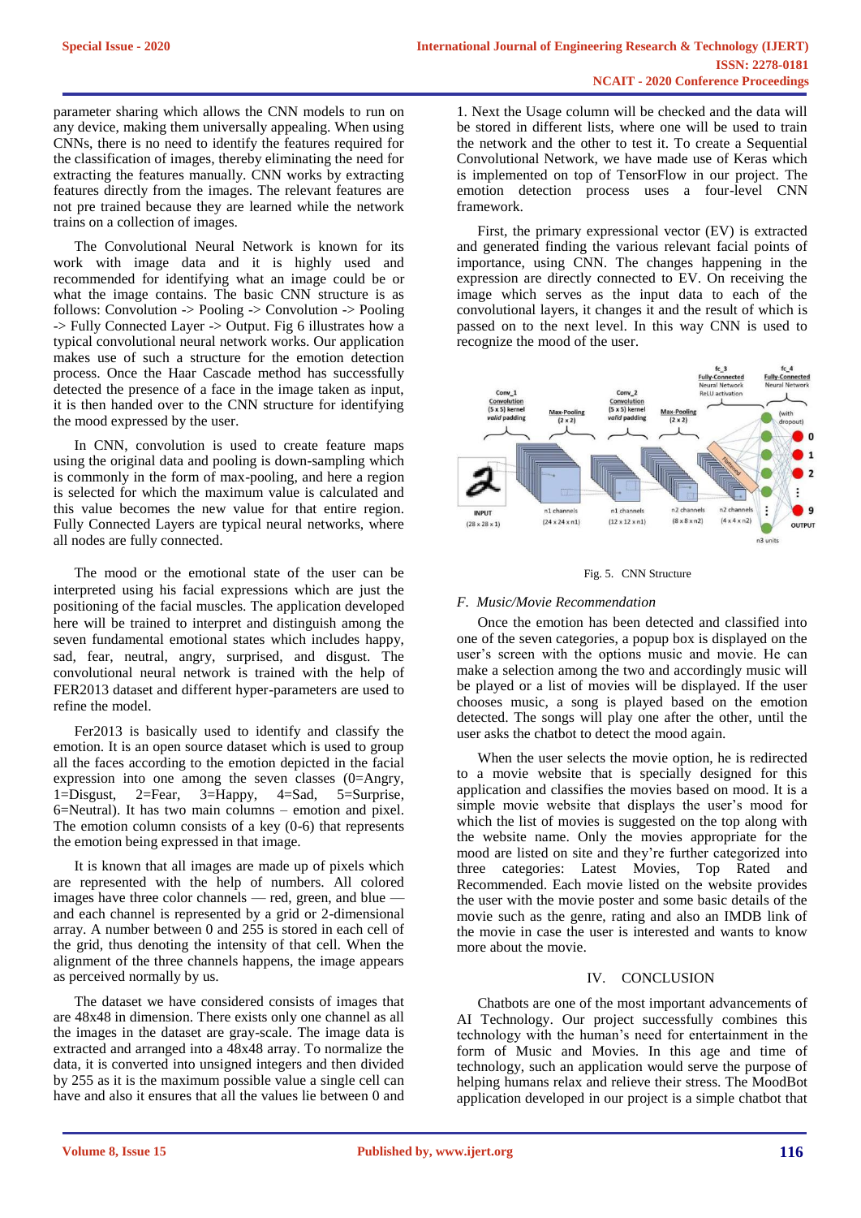parameter sharing which allows the CNN models to run on any device, making them universally appealing. When using CNNs, there is no need to identify the features required for the classification of images, thereby eliminating the need for extracting the features manually. CNN works by extracting features directly from the images. The relevant features are not pre trained because they are learned while the network trains on a collection of images.

The Convolutional Neural Network is known for its work with image data and it is highly used and recommended for identifying what an image could be or what the image contains. The basic CNN structure is as follows: Convolution -> Pooling -> Convolution -> Pooling -> Fully Connected Layer -> Output. Fig 6 illustrates how a typical convolutional neural network works. Our application makes use of such a structure for the emotion detection process. Once the Haar Cascade method has successfully detected the presence of a face in the image taken as input, it is then handed over to the CNN structure for identifying the mood expressed by the user.

In CNN, convolution is used to create feature maps using the original data and pooling is down-sampling which is commonly in the form of max-pooling, and here a region is selected for which the maximum value is calculated and this value becomes the new value for that entire region. Fully Connected Layers are typical neural networks, where all nodes are fully connected.

The mood or the emotional state of the user can be interpreted using his facial expressions which are just the positioning of the facial muscles. The application developed here will be trained to interpret and distinguish among the seven fundamental emotional states which includes happy, sad, fear, neutral, angry, surprised, and disgust. The convolutional neural network is trained with the help of FER2013 dataset and different hyper-parameters are used to refine the model.

Fer2013 is basically used to identify and classify the emotion. It is an open source dataset which is used to group all the faces according to the emotion depicted in the facial expression into one among the seven classes (0=Angry, 1=Disgust, 2=Fear, 3=Happy, 4=Sad, 5=Surprise, 6=Neutral). It has two main columns – emotion and pixel. The emotion column consists of a key (0-6) that represents the emotion being expressed in that image.

It is known that all images are made up of pixels which are represented with the help of numbers. All colored images have three color channels — red, green, and blue — and each channel is represented by a grid or 2-dimensional array. A number between 0 and 255 is stored in each cell of the grid, thus denoting the intensity of that cell. When the alignment of the three channels happens, the image appears as perceived normally by us.

The dataset we have considered consists of images that are 48x48 in dimension. There exists only one channel as all the images in the dataset are gray-scale. The image data is extracted and arranged into a 48x48 array. To normalize the data, it is converted into unsigned integers and then divided by 255 as it is the maximum possible value a single cell can have and also it ensures that all the values lie between 0 and 1. Next the Usage column will be checked and the data will be stored in different lists, where one will be used to train the network and the other to test it. To create a Sequential Convolutional Network, we have made use of Keras which is implemented on top of TensorFlow in our project. The emotion detection process uses a four-level CNN framework.

First, the primary expressional vector (EV) is extracted and generated finding the various relevant facial points of importance, using CNN. The changes happening in the expression are directly connected to EV. On receiving the image which serves as the input data to each of the convolutional layers, it changes it and the result of which is passed on to the next level. In this way CNN is used to recognize the mood of the user.

Fig. 5. CNN Structure

### F. *Music/Movie Recommendation*

Once the emotion has been detected and classified into one of the seven categories, a popup box is displayed on the user's screen with the options music and movie. He can make a selection among the two and accordingly music will be played or a list of movies will be displayed. If the user chooses music, a song is played based on the emotion detected. The songs will play one after the other, until the user asks the chatbot to detect the mood again.

When the user selects the movie option, he is redirected to a movie website that is specially designed for this application and classifies the movies based on mood. It is a simple movie website that displays the user's mood for which the list of movies is suggested on the top along with the website name. Only the movies appropriate for the mood are listed on site and they're further categorized into three categories: Latest Movies, Top Rated and Recommended. Each movie listed on the website provides the user with the movie poster and some basic details of the movie such as the genre, rating and also an IMDB link of the movie in case the user is interested and wants to know more about the movie.

## IV. CONCLUSION

Chatbots are one of the most important advancements of AI Technology. Our project successfully combines this technology with the human's need for entertainment in the form of Music and Movies. In this age and time of technology, such an application would serve the purpose of helping humans relax and relieve their stress. The MoodBot application developed in our project is a simple chatbot that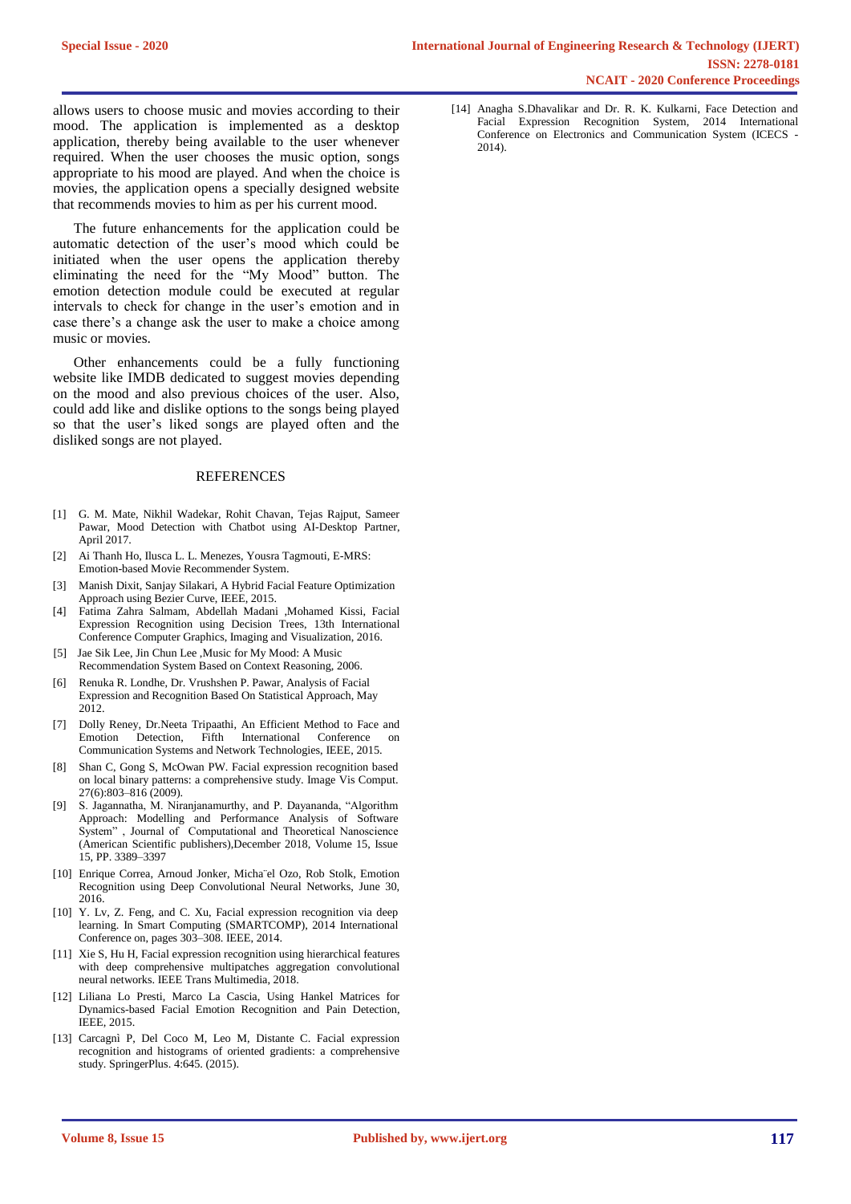allows users to choose music and movies according to their mood. The application is implemented as a desktop application, thereby being available to the user whenever required. When the user chooses the music option, songs appropriate to his mood are played. And when the choice is movies, the application opens a specially designed website that recommends movies to him as per his current mood.

The future enhancements for the application could be automatic detection of the user's mood which could be initiated when the user opens the application thereby eliminating the need for the "My Mood" button. The emotion detection module could be executed at regular intervals to check for change in the user's emotion and in case there's a change ask the user to make a choice among music or movies.

Other enhancements could be a fully functioning website like IMDB dedicated to suggest movies depending on the mood and also previous choices of the user. Also, could add like and dislike options to the songs being played so that the user's liked songs are played often and the disliked songs are not played.

## REFERENCES

- [1] G. M. Mate, Nikhil Wadekar, Rohit Chavan, Tejas Rajput, Sameer Pawar, Mood Detection with Chatbot using AI-Desktop Partner, April 2017.
- [2] Ai Thanh Ho, Ilusca L. L. Menezes, Yousra Tagmouti, E-MRS: Emotion-based Movie Recommender System.
- [3] Manish Dixit, Sanjay Silakari, A Hybrid Facial Feature Optimization Approach using Bezier Curve, IEEE, 2015.
- [4] Fatima Zahra Salmam, Abdellah Madani ,Mohamed Kissi, Facial Expression Recognition using Decision Trees, 13th International Conference Computer Graphics, Imaging and Visualization, 2016.
- [5] Jae Sik Lee, Jin Chun Lee ,Music for My Mood: A Music Recommendation System Based on Context Reasoning, 2006.
- [6] Renuka R. Londhe, Dr. Vrushshen P. Pawar, Analysis of Facial Expression and Recognition Based On Statistical Approach, May 2012.
- [7] Dolly Reney, Dr.Neeta Tripaathi, An Efficient Method to Face and Emotion Detection, Fifth International Conference on Communication Systems and Network Technologies, IEEE, 2015.
- [8] Shan C, Gong S, McOwan PW. Facial expression recognition based on local binary patterns: a comprehensive study. Image Vis Comput. 27(6):803–816 (2009).
- [9] S. Jagannatha, M. Niranjanamurthy, and P. Dayananda, "Algorithm Approach: Modelling and Performance Analysis of Software System" , Journal of Computational and Theoretical Nanoscience (American Scientific publishers),December 2018, Volume 15, Issue 15, PP. 3389–3397
- [10] Enrique Correa, Arnoud Jonker, Micha¨el Ozo, Rob Stolk, Emotion Recognition using Deep Convolutional Neural Networks, June 30, 2016.
- [10] Y. Lv, Z. Feng, and C. Xu, Facial expression recognition via deep learning. In Smart Computing (SMARTCOMP), 2014 International Conference on, pages 303–308. IEEE, 2014.
- [11] Xie S, Hu H, Facial expression recognition using hierarchical features with deep comprehensive multipatches aggregation convolutional neural networks. IEEE Trans Multimedia, 2018.
- [12] Liliana Lo Presti, Marco La Cascia, Using Hankel Matrices for Dynamics-based Facial Emotion Recognition and Pain Detection, IEEE, 2015.
- [13] Carcagnì P, Del Coco M, Leo M, Distante C. Facial expression recognition and histograms of oriented gradients: a comprehensive study. SpringerPlus. 4:645. (2015).
- [14] Anagha S.Dhavalikar and Dr. R. K. Kulkarni, Face Detection and Facial Expression Recognition System, 2014 International Conference on Electronics and Communication System (ICECS - 2014).